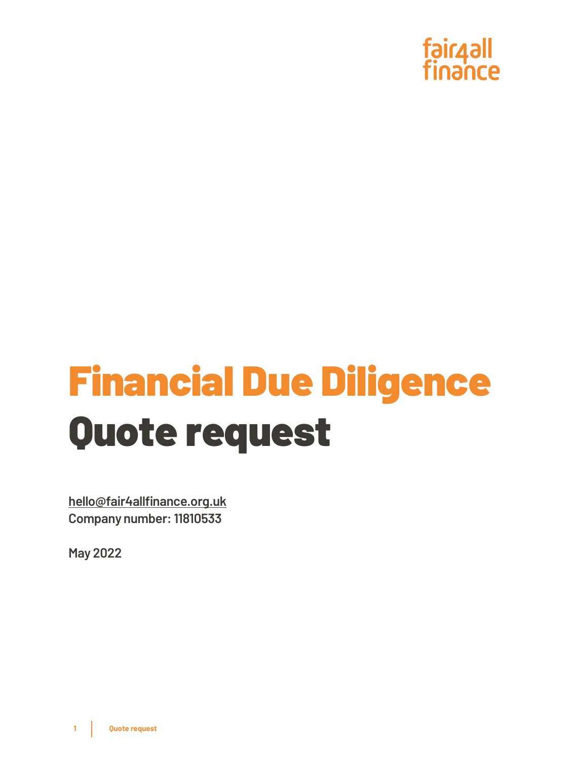fair4all finance

# Financial Due Diligence

# Quote request

hello@fair4allfinance.org.uk
**Company number: 11810533**

**May 2022**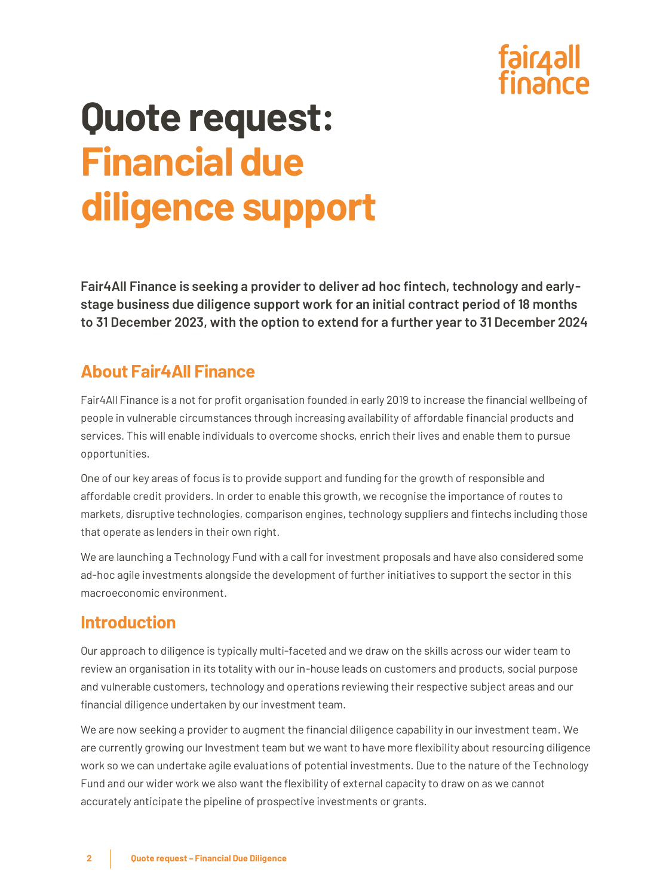# Quote request: Financial due diligence support

**Fair4All Finance is seeking a provider to deliver ad hoc fintech, technology and early-stage business due diligence support work for an initial contract period of 18 months to 31 December 2023, with the option to extend for a further year to 31 December 2024**

## About Fair4All Finance

Fair4All Finance is a not for profit organisation founded in early 2019 to increase the financial wellbeing of people in vulnerable circumstances through increasing availability of affordable financial products and services. This will enable individuals to overcome shocks, enrich their lives and enable them to pursue opportunities.

One of our key areas of focus is to provide support and funding for the growth of responsible and affordable credit providers. In order to enable this growth, we recognise the importance of routes to markets, disruptive technologies, comparison engines, technology suppliers and fintechs including those that operate as lenders in their own right.

We are launching a Technology Fund with a call for investment proposals and have also considered some ad-hoc agile investments alongside the development of further initiatives to support the sector in this macroeconomic environment.

## Introduction

Our approach to diligence is typically multi-faceted and we draw on the skills across our wider team to review an organisation in its totality with our in-house leads on customers and products, social purpose and vulnerable customers, technology and operations reviewing their respective subject areas and our financial diligence undertaken by our investment team.

We are now seeking a provider to augment the financial diligence capability in our investment team. We are currently growing our Investment team but we want to have more flexibility about resourcing diligence work so we can undertake agile evaluations of potential investments. Due to the nature of the Technology Fund and our wider work we also want the flexibility of external capacity to draw on as we cannot accurately anticipate the pipeline of prospective investments or grants.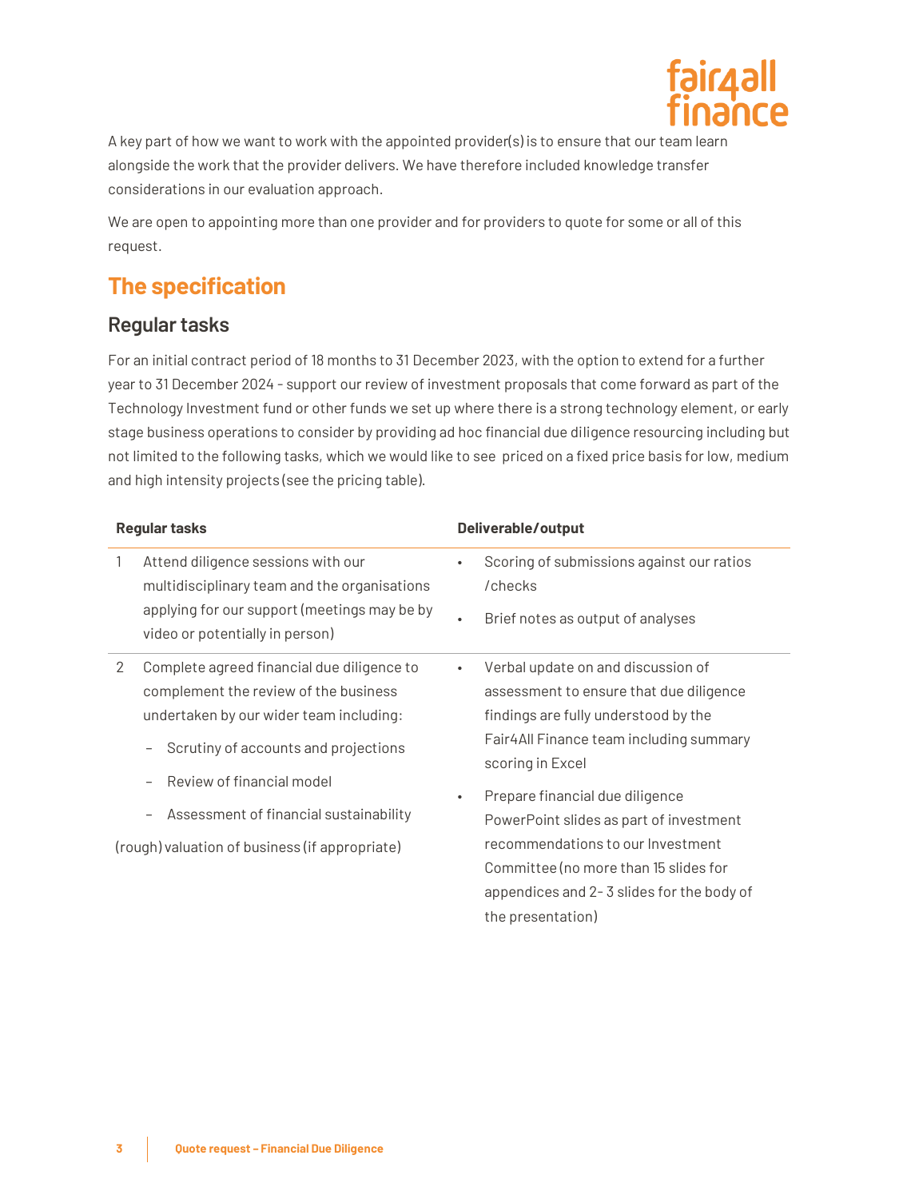A key part of how we want to work with the appointed provider(s) is to ensure that our team learn alongside the work that the provider delivers. We have therefore included knowledge transfer considerations in our evaluation approach.

We are open to appointing more than one provider and for providers to quote for some or all of this request.

## The specification

### Regular tasks

For an initial contract period of 18 months to 31 December 2023, with the option to extend for a further year to 31 December 2024 - support our review of investment proposals that come forward as part of the Technology Investment fund or other funds we set up where there is a strong technology element, or early stage business operations to consider by providing ad hoc financial due diligence resourcing including but not limited to the following tasks, which we would like to see priced on a fixed price basis for low, medium and high intensity projects (see the pricing table).

| Regular tasks | Deliverable/output |
|---|---|
| 1 Attend diligence sessions with our multidisciplinary team and the organisations applying for our support (meetings may be by video or potentially in person) | • Scoring of submissions against our ratios /checks<br>• Brief notes as output of analyses |
| 2 Complete agreed financial due diligence to complement the review of the business undertaken by our wider team including:<br>– Scrutiny of accounts and projections<br>– Review of financial model<br>– Assessment of financial sustainability<br>(rough) valuation of business (if appropriate) | • Verbal update on and discussion of assessment to ensure that due diligence findings are fully understood by the Fair4All Finance team including summary scoring in Excel<br>• Prepare financial due diligence PowerPoint slides as part of investment recommendations to our Investment Committee (no more than 15 slides for appendices and 2- 3 slides for the body of the presentation) |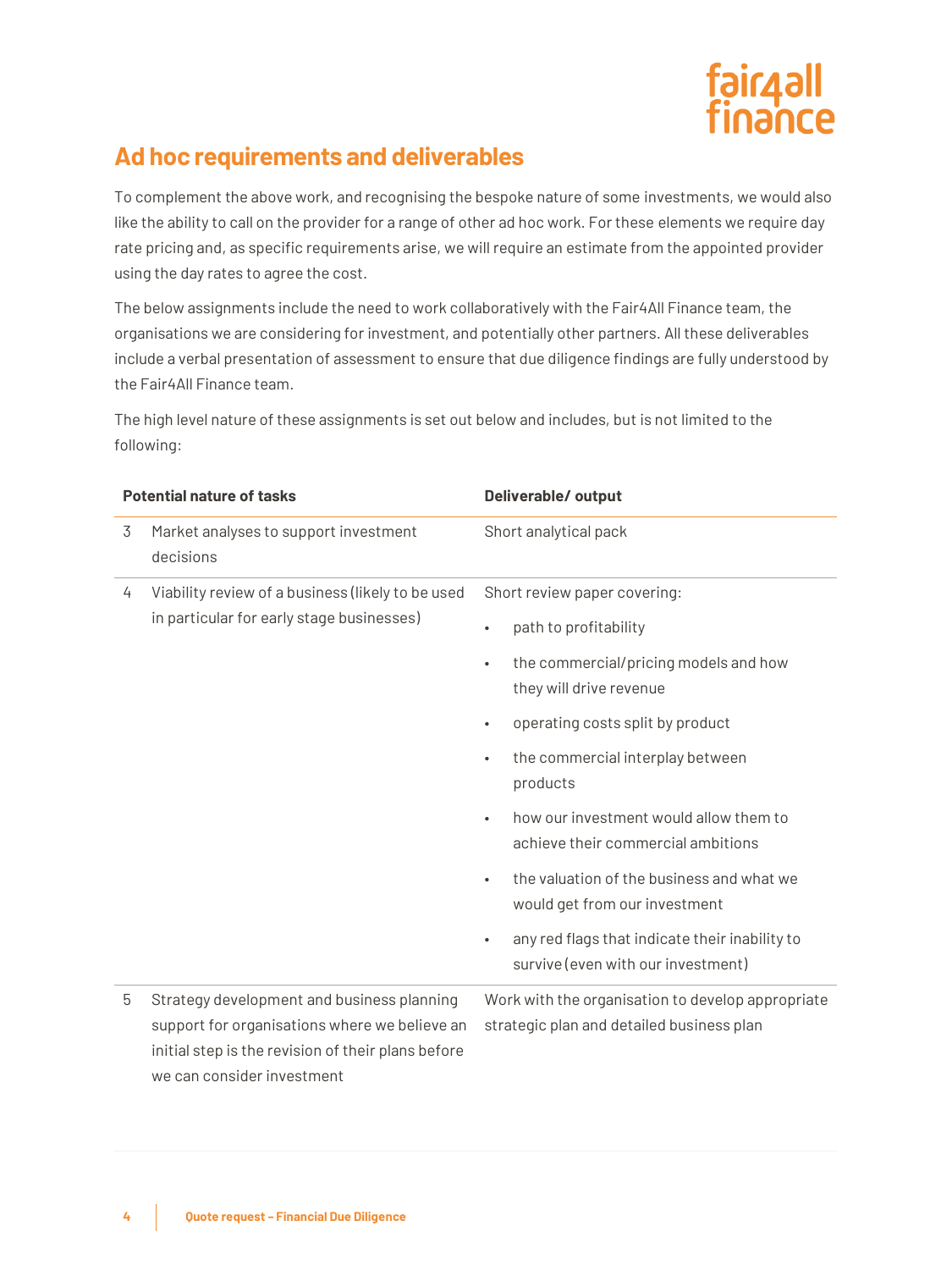## Ad hoc requirements and deliverables

To complement the above work, and recognising the bespoke nature of some investments, we would also like the ability to call on the provider for a range of other ad hoc work. For these elements we require day rate pricing and, as specific requirements arise, we will require an estimate from the appointed provider using the day rates to agree the cost.

The below assignments include the need to work collaboratively with the Fair4All Finance team, the organisations we are considering for investment, and potentially other partners. All these deliverables include a verbal presentation of assessment to ensure that due diligence findings are fully understood by the Fair4All Finance team.

The high level nature of these assignments is set out below and includes, but is not limited to the following:

| | Potential nature of tasks | Deliverable/ output |
|---|---|---|
| 3 | Market analyses to support investment decisions | Short analytical pack |
| 4 | Viability review of a business (likely to be used in particular for early stage businesses) | Short review paper covering:<br>• path to profitability<br>• the commercial/pricing models and how they will drive revenue<br>• operating costs split by product<br>• the commercial interplay between products<br>• how our investment would allow them to achieve their commercial ambitions<br>• the valuation of the business and what we would get from our investment<br>• any red flags that indicate their inability to survive (even with our investment) |
| 5 | Strategy development and business planning support for organisations where we believe an initial step is the revision of their plans before we can consider investment | Work with the organisation to develop appropriate strategic plan and detailed business plan |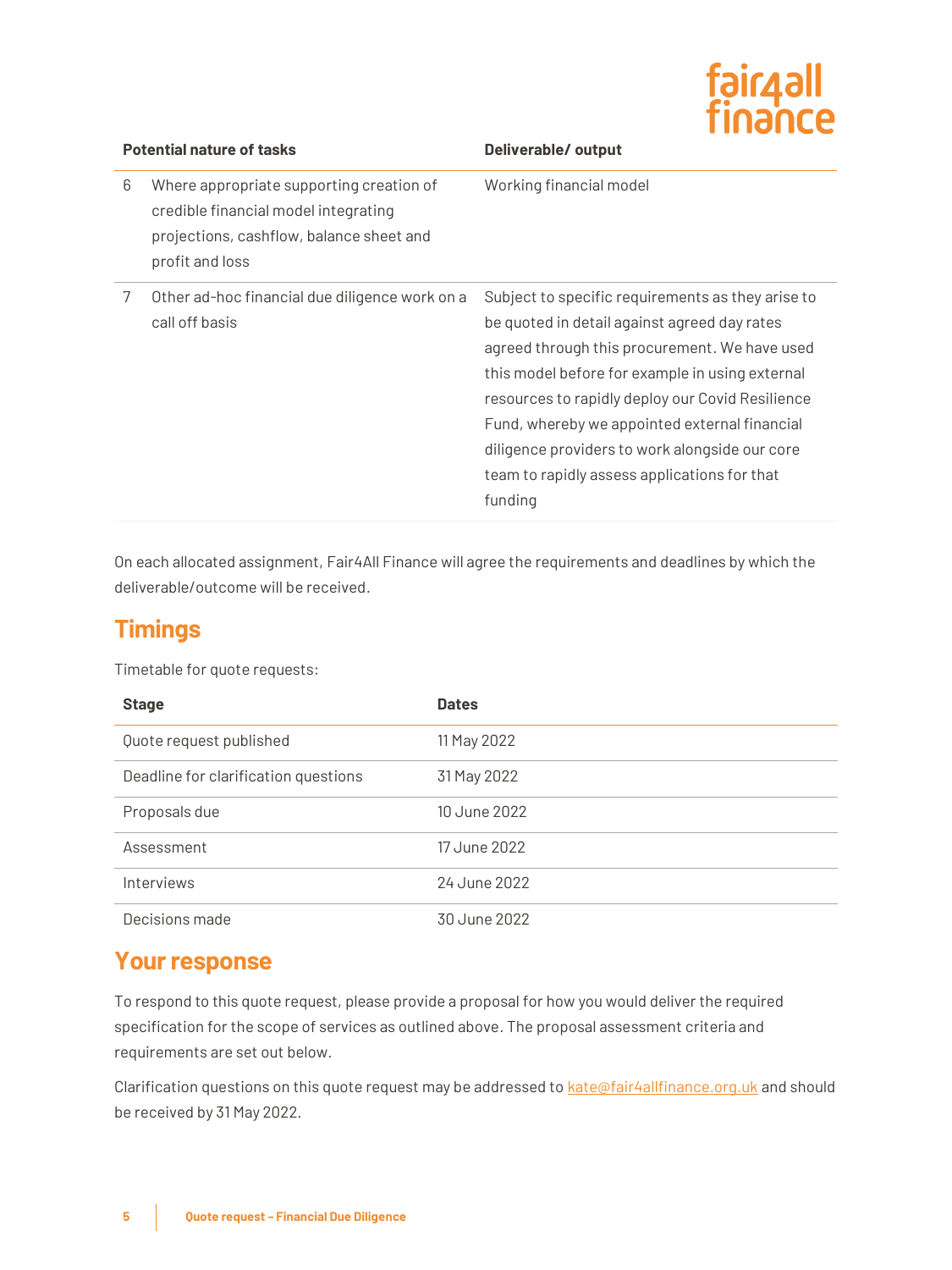| | Potential nature of tasks | Deliverable/ output |
|---|---|---|
| 6 | Where appropriate supporting creation of credible financial model integrating projections, cashflow, balance sheet and profit and loss | Working financial model |
| 7 | Other ad-hoc financial due diligence work on a call off basis | Subject to specific requirements as they arise to be quoted in detail against agreed day rates agreed through this procurement. We have used this model before for example in using external resources to rapidly deploy our Covid Resilience Fund, whereby we appointed external financial diligence providers to work alongside our core team to rapidly assess applications for that funding |

On each allocated assignment, Fair4All Finance will agree the requirements and deadlines by which the deliverable/outcome will be received.

## Timings

Timetable for quote requests:

| Stage | Dates |
|---|---|
| Quote request published | 11 May 2022 |
| Deadline for clarification questions | 31 May 2022 |
| Proposals due | 10 June 2022 |
| Assessment | 17 June 2022 |
| Interviews | 24 June 2022 |
| Decisions made | 30 June 2022 |

## Your response

To respond to this quote request, please provide a proposal for how you would deliver the required specification for the scope of services as outlined above. The proposal assessment criteria and requirements are set out below.

Clarification questions on this quote request may be addressed to kate@fair4allfinance.org.uk and should be received by 31 May 2022.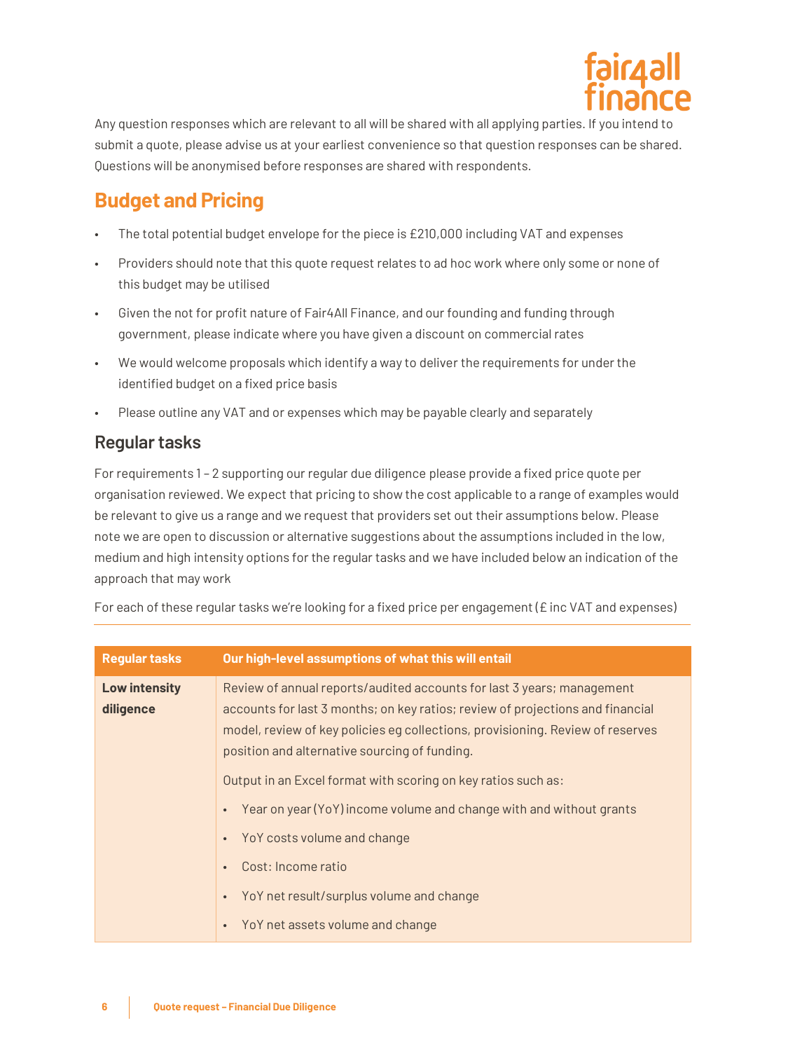Any question responses which are relevant to all will be shared with all applying parties. If you intend to submit a quote, please advise us at your earliest convenience so that question responses can be shared. Questions will be anonymised before responses are shared with respondents.

## Budget and Pricing

- The total potential budget envelope for the piece is £210,000 including VAT and expenses
- Providers should note that this quote request relates to ad hoc work where only some or none of this budget may be utilised
- Given the not for profit nature of Fair4All Finance, and our founding and funding through government, please indicate where you have given a discount on commercial rates
- We would welcome proposals which identify a way to deliver the requirements for under the identified budget on a fixed price basis
- Please outline any VAT and or expenses which may be payable clearly and separately

### Regular tasks

For requirements 1 – 2 supporting our regular due diligence please provide a fixed price quote per organisation reviewed. We expect that pricing to show the cost applicable to a range of examples would be relevant to give us a range and we request that providers set out their assumptions below. Please note we are open to discussion or alternative suggestions about the assumptions included in the low, medium and high intensity options for the regular tasks and we have included below an indication of the approach that may work

For each of these regular tasks we're looking for a fixed price per engagement (£ inc VAT and expenses)

| Regular tasks | Our high-level assumptions of what this will entail |
|---|---|
| **Low intensity diligence** | Review of annual reports/audited accounts for last 3 years; management accounts for last 3 months; on key ratios; review of projections and financial model, review of key policies eg collections, provisioning. Review of reserves position and alternative sourcing of funding.<br><br>Output in an Excel format with scoring on key ratios such as:<br><br>• Year on year (YoY) income volume and change with and without grants<br>• YoY costs volume and change<br>• Cost: Income ratio<br>• YoY net result/surplus volume and change<br>• YoY net assets volume and change |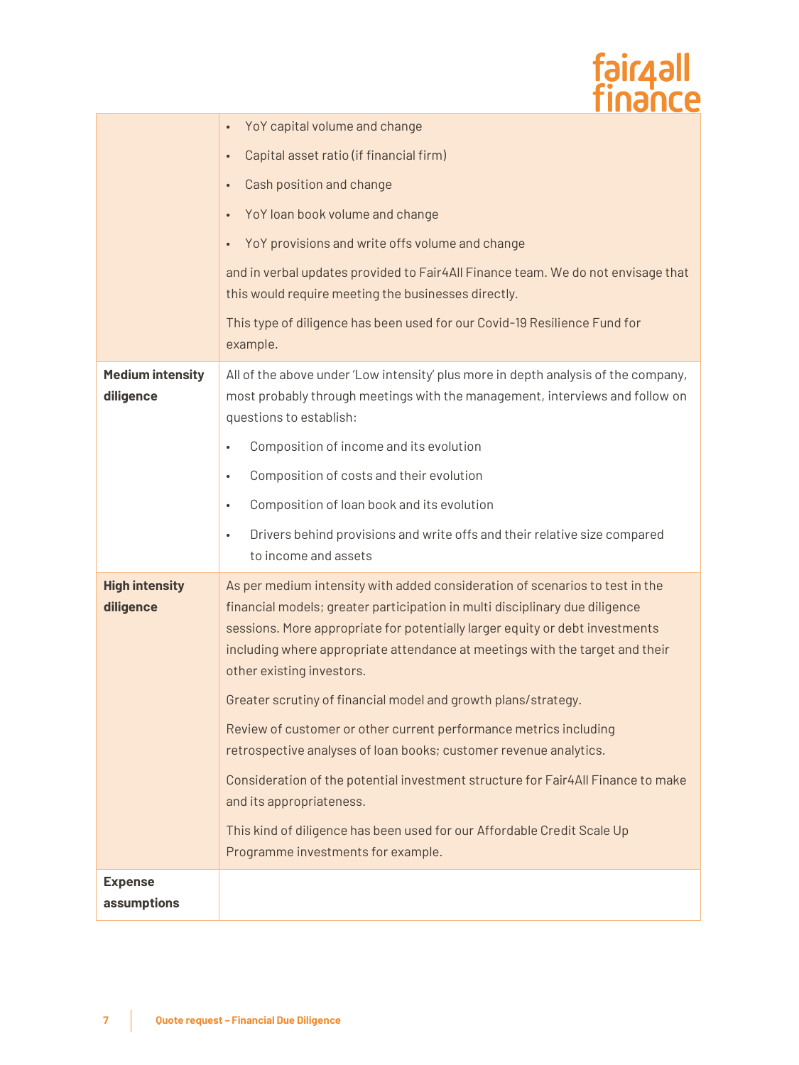| | |
|---|---|
| | • YoY capital volume and change<br>• Capital asset ratio (if financial firm)<br>• Cash position and change<br>• YoY loan book volume and change<br>• YoY provisions and write offs volume and change<br><br>and in verbal updates provided to Fair4All Finance team. We do not envisage that this would require meeting the businesses directly.<br><br>This type of diligence has been used for our Covid-19 Resilience Fund for example. |
| **Medium intensity diligence** | All of the above under 'Low intensity' plus more in depth analysis of the company, most probably through meetings with the management, interviews and follow on questions to establish:<br><br>• Composition of income and its evolution<br>• Composition of costs and their evolution<br>• Composition of loan book and its evolution<br>• Drivers behind provisions and write offs and their relative size compared to income and assets |
| **High intensity diligence** | As per medium intensity with added consideration of scenarios to test in the financial models; greater participation in multi disciplinary due diligence sessions. More appropriate for potentially larger equity or debt investments including where appropriate attendance at meetings with the target and their other existing investors.<br><br>Greater scrutiny of financial model and growth plans/strategy.<br><br>Review of customer or other current performance metrics including retrospective analyses of loan books; customer revenue analytics.<br><br>Consideration of the potential investment structure for Fair4All Finance to make and its appropriateness.<br><br>This kind of diligence has been used for our Affordable Credit Scale Up Programme investments for example. |
| **Expense assumptions** | |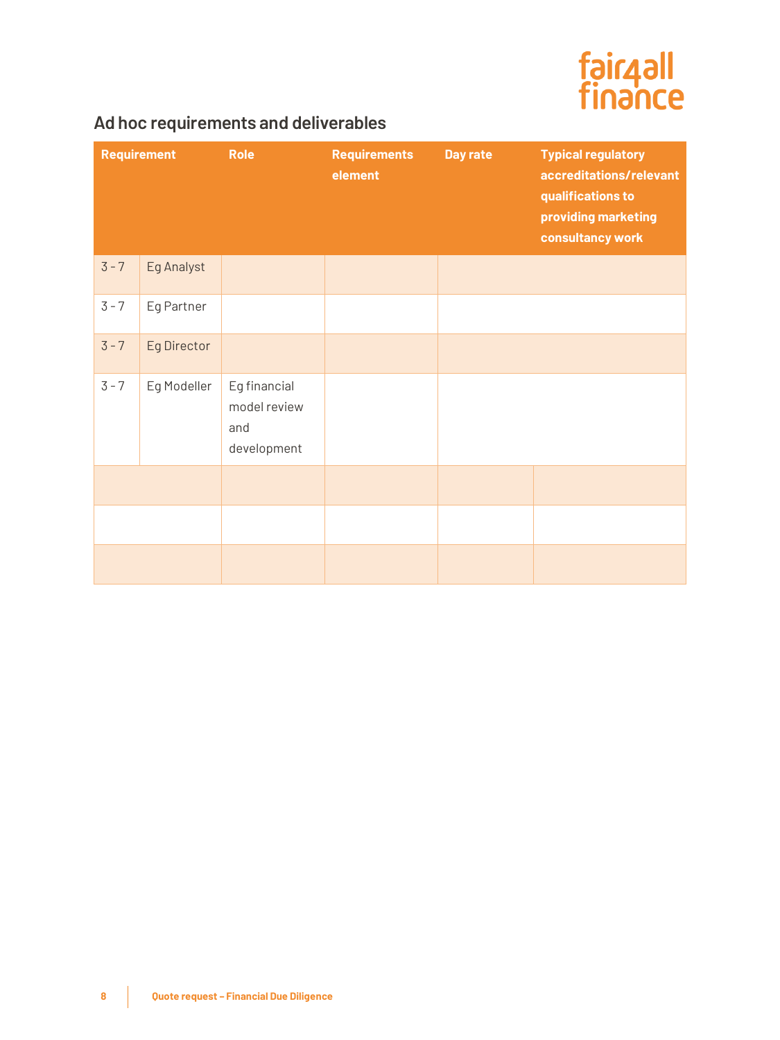## Ad hoc requirements and deliverables

| Requirement | | Role | Requirements element | Day rate | Typical regulatory accreditations/relevant qualifications to providing marketing consultancy work |
|---|---|---|---|---|---|
| 3 - 7 | Eg Analyst | | | | |
| 3 - 7 | Eg Partner | | | | |
| 3 - 7 | Eg Director | | | | |
| 3 - 7 | Eg Modeller | Eg financial model review and development | | | |
| | | | | | |
| | | | | | |
| | | | | | |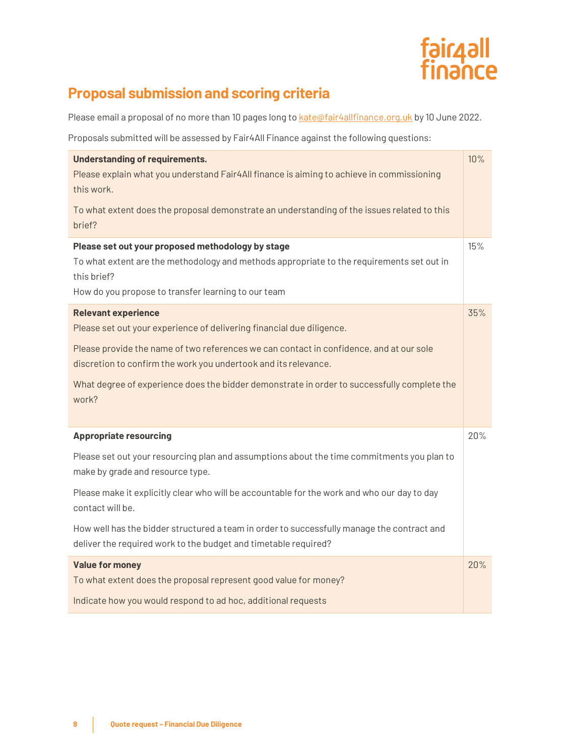## Proposal submission and scoring criteria

Please email a proposal of no more than 10 pages long to kate@fair4allfinance.org.uk by 10 June 2022.

Proposals submitted will be assessed by Fair4All Finance against the following questions:

| Criteria | Weighting |
|---|---|
| **Understanding of requirements.**<br>Please explain what you understand Fair4All finance is aiming to achieve in commissioning this work.<br>To what extent does the proposal demonstrate an understanding of the issues related to this brief? | 10% |
| **Please set out your proposed methodology by stage**<br>To what extent are the methodology and methods appropriate to the requirements set out in this brief?<br>How do you propose to transfer learning to our team | 15% |
| **Relevant experience**<br>Please set out your experience of delivering financial due diligence.<br>Please provide the name of two references we can contact in confidence, and at our sole discretion to confirm the work you undertook and its relevance.<br>What degree of experience does the bidder demonstrate in order to successfully complete the work? | 35% |
| **Appropriate resourcing**<br>Please set out your resourcing plan and assumptions about the time commitments you plan to make by grade and resource type.<br>Please make it explicitly clear who will be accountable for the work and who our day to day contact will be.<br>How well has the bidder structured a team in order to successfully manage the contract and deliver the required work to the budget and timetable required? | 20% |
| **Value for money**<br>To what extent does the proposal represent good value for money?<br>Indicate how you would respond to ad hoc, additional requests | 20% |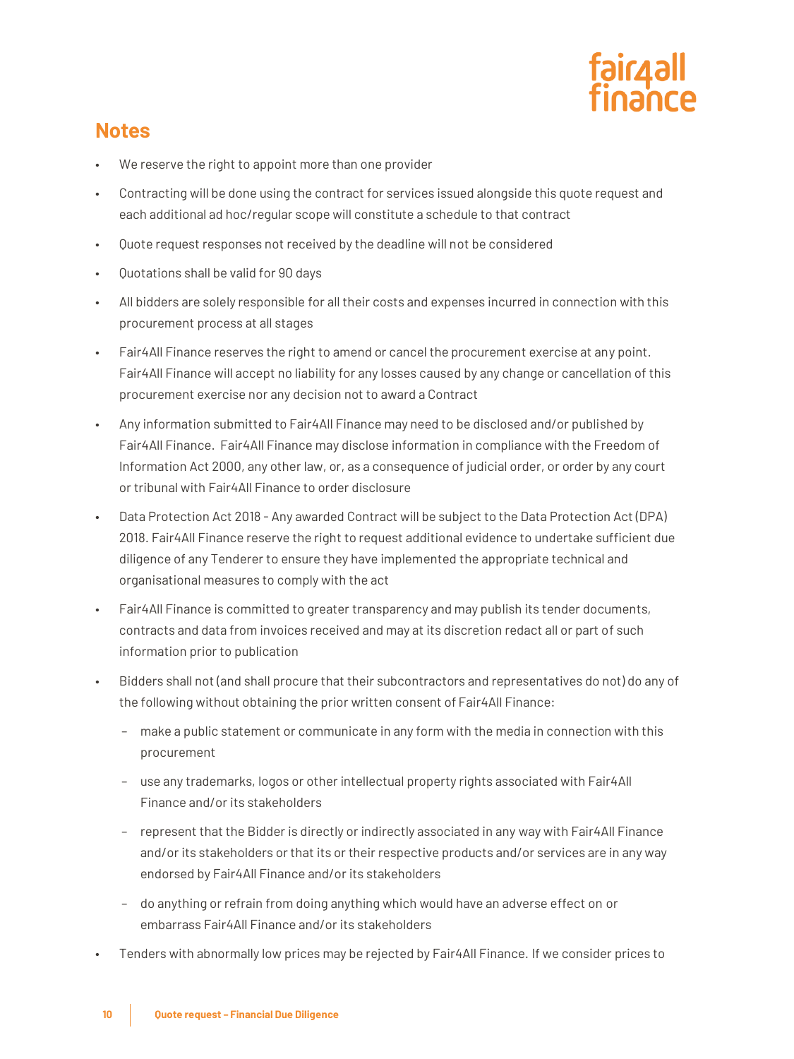## Notes

- We reserve the right to appoint more than one provider
- Contracting will be done using the contract for services issued alongside this quote request and each additional ad hoc/regular scope will constitute a schedule to that contract
- Quote request responses not received by the deadline will not be considered
- Quotations shall be valid for 90 days
- All bidders are solely responsible for all their costs and expenses incurred in connection with this procurement process at all stages
- Fair4All Finance reserves the right to amend or cancel the procurement exercise at any point. Fair4All Finance will accept no liability for any losses caused by any change or cancellation of this procurement exercise nor any decision not to award a Contract
- Any information submitted to Fair4All Finance may need to be disclosed and/or published by Fair4All Finance. Fair4All Finance may disclose information in compliance with the Freedom of Information Act 2000, any other law, or, as a consequence of judicial order, or order by any court or tribunal with Fair4All Finance to order disclosure
- Data Protection Act 2018 - Any awarded Contract will be subject to the Data Protection Act (DPA) 2018. Fair4All Finance reserve the right to request additional evidence to undertake sufficient due diligence of any Tenderer to ensure they have implemented the appropriate technical and organisational measures to comply with the act
- Fair4All Finance is committed to greater transparency and may publish its tender documents, contracts and data from invoices received and may at its discretion redact all or part of such information prior to publication
- Bidders shall not (and shall procure that their subcontractors and representatives do not) do any of the following without obtaining the prior written consent of Fair4All Finance:
  - make a public statement or communicate in any form with the media in connection with this procurement
  - use any trademarks, logos or other intellectual property rights associated with Fair4All Finance and/or its stakeholders
  - represent that the Bidder is directly or indirectly associated in any way with Fair4All Finance and/or its stakeholders or that its or their respective products and/or services are in any way endorsed by Fair4All Finance and/or its stakeholders
  - do anything or refrain from doing anything which would have an adverse effect on or embarrass Fair4All Finance and/or its stakeholders
- Tenders with abnormally low prices may be rejected by Fair4All Finance. If we consider prices to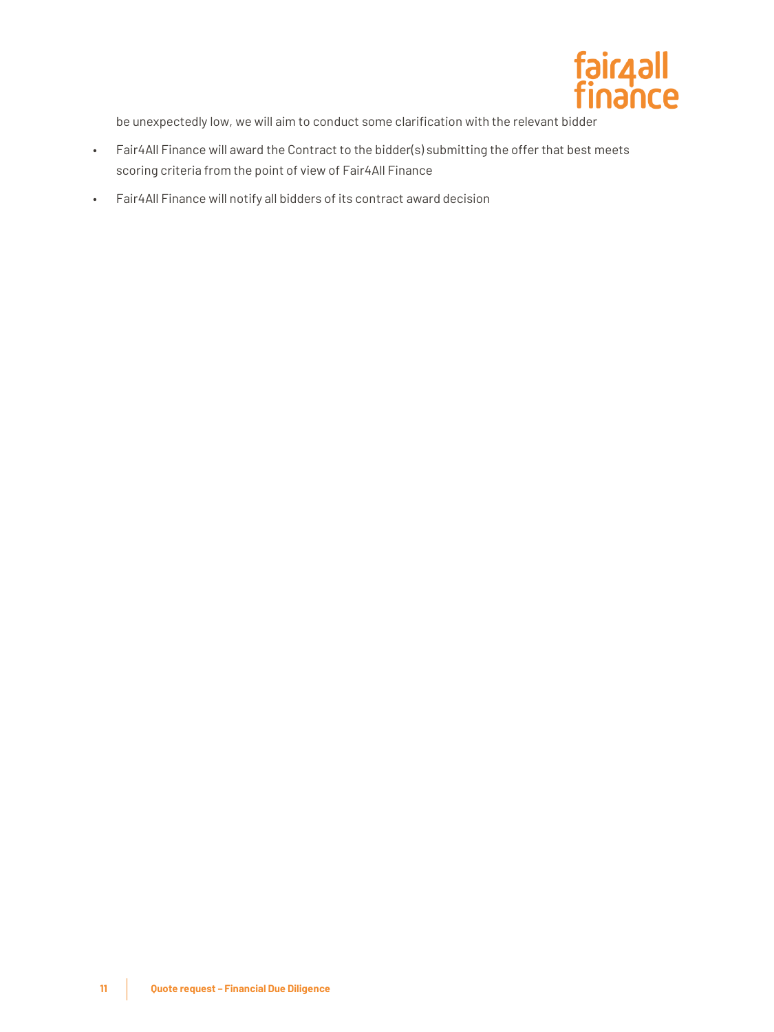be unexpectedly low, we will aim to conduct some clarification with the relevant bidder

- Fair4All Finance will award the Contract to the bidder(s) submitting the offer that best meets scoring criteria from the point of view of Fair4All Finance
- Fair4All Finance will notify all bidders of its contract award decision